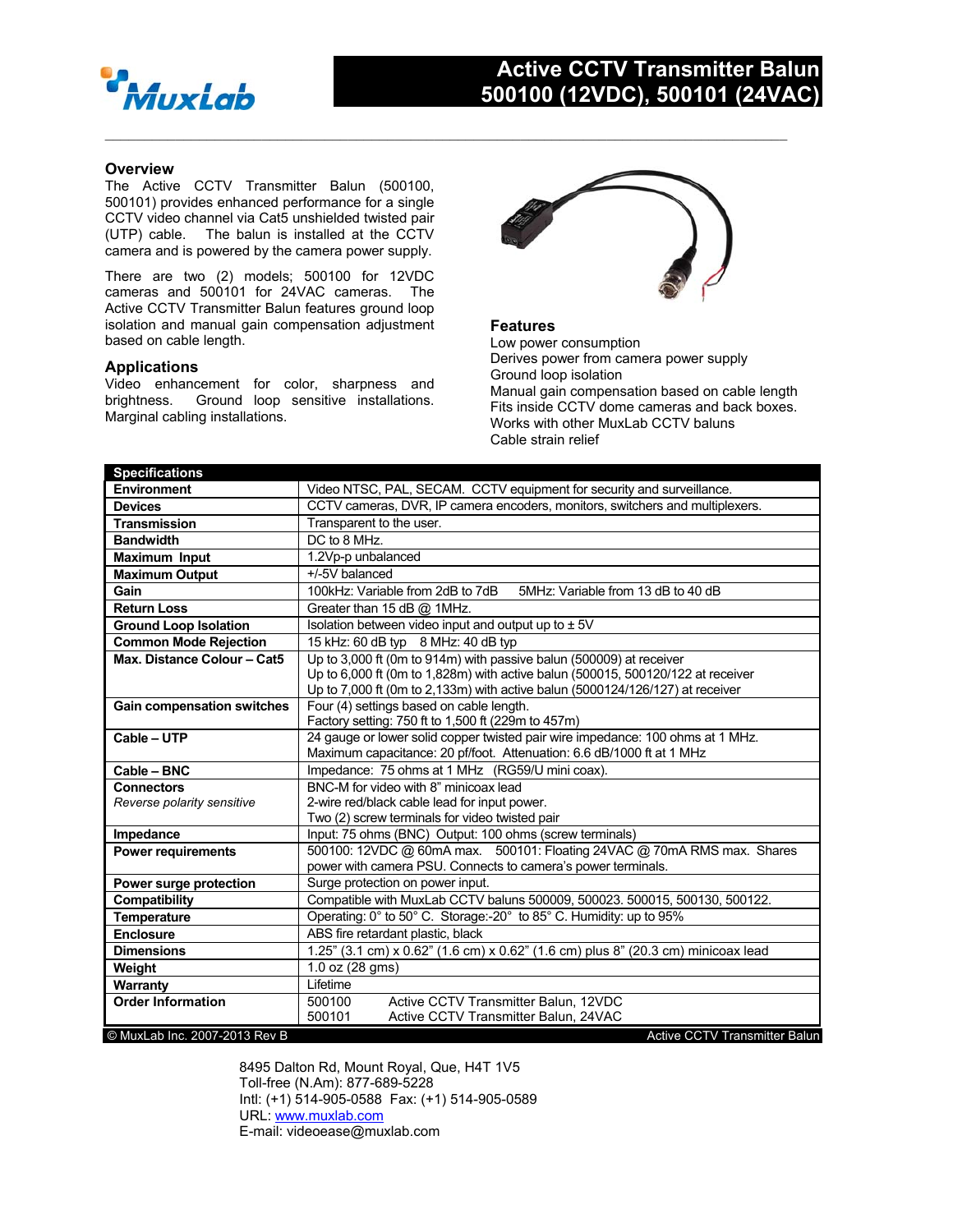# Active CCTV Transmitter Balun 500100 (12VDC), 500101 (24VAC)

## Overview

The Active CCTV Transmitter Balun (500100, 500101) provides enhanced performance for a single CCTV video channel via Cat5 unshielded twisted pair (UTP) cable. The balun is installed at the CCTV camera and is powered by the camera power supply.

There are two (2) models; 500100 for 12VDC cameras and 500101 for 24VAC cameras. The Active CCTV Transmitter Balun features ground loop isolation and manual gain compensation adjustment based on cable length.

## Applications

Video enhancement for color, sharpness and brightness. Ground loop sensitive installations. Marginal cabling installations.

## Features

Low power consumption
Derives power from camera power supply
Ground loop isolation
Manual gain compensation based on cable length
Fits inside CCTV dome cameras and back boxes.
Works with other MuxLab CCTV baluns
Cable strain relief

| Specifications | |
|---|---|
| **Environment** | Video NTSC, PAL, SECAM. CCTV equipment for security and surveillance. |
| **Devices** | CCTV cameras, DVR, IP camera encoders, monitors, switchers and multiplexers. |
| **Transmission** | Transparent to the user. |
| **Bandwidth** | DC to 8 MHz. |
| **Maximum Input** | 1.2Vp-p unbalanced |
| **Maximum Output** | +/-5V balanced |
| **Gain** | 100kHz: Variable from 2dB to 7dB 5MHz: Variable from 13 dB to 40 dB |
| **Return Loss** | Greater than 15 dB @ 1MHz. |
| **Ground Loop Isolation** | Isolation between video input and output up to ± 5V |
| **Common Mode Rejection** | 15 kHz: 60 dB typ 8 MHz: 40 dB typ |
| **Max. Distance Colour – Cat5** | Up to 3,000 ft (0m to 914m) with passive balun (500009) at receiver<br>Up to 6,000 ft (0m to 1,828m) with active balun (500015, 500120/122 at receiver<br>Up to 7,000 ft (0m to 2,133m) with active balun (5000124/126/127) at receiver |
| **Gain compensation switches** | Four (4) settings based on cable length.<br>Factory setting: 750 ft to 1,500 ft (229m to 457m) |
| **Cable – UTP** | 24 gauge or lower solid copper twisted pair wire impedance: 100 ohms at 1 MHz.<br>Maximum capacitance: 20 pf/foot. Attenuation: 6.6 dB/1000 ft at 1 MHz |
| **Cable – BNC** | Impedance: 75 ohms at 1 MHz (RG59/U mini coax). |
| **Connectors**<br>*Reverse polarity sensitive* | BNC-M for video with 8" minicoax lead<br>2-wire red/black cable lead for input power.<br>Two (2) screw terminals for video twisted pair |
| **Impedance** | Input: 75 ohms (BNC) Output: 100 ohms (screw terminals) |
| **Power requirements** | 500100: 12VDC @ 60mA max. 500101: Floating 24VAC @ 70mA RMS max. Shares power with camera PSU. Connects to camera's power terminals. |
| **Power surge protection** | Surge protection on power input. |
| **Compatibility** | Compatible with MuxLab CCTV baluns 500009, 500023. 500015, 500130, 500122. |
| **Temperature** | Operating: 0° to 50° C. Storage:-20° to 85° C. Humidity: up to 95% |
| **Enclosure** | ABS fire retardant plastic, black |
| **Dimensions** | 1.25" (3.1 cm) x 0.62" (1.6 cm) x 0.62" (1.6 cm) plus 8" (20.3 cm) minicoax lead |
| **Weight** | 1.0 oz (28 gms) |
| **Warranty** | Lifetime |
| **Order Information** | 500100 Active CCTV Transmitter Balun, 12VDC<br>500101 Active CCTV Transmitter Balun, 24VAC |

© MuxLab Inc. 2007-2013 Rev B

8495 Dalton Rd, Mount Royal, Que, H4T 1V5
Toll-free (N.Am): 877-689-5228
Intl: (+1) 514-905-0588 Fax: (+1) 514-905-0589
URL: www.muxlab.com
E-mail: videoease@muxlab.com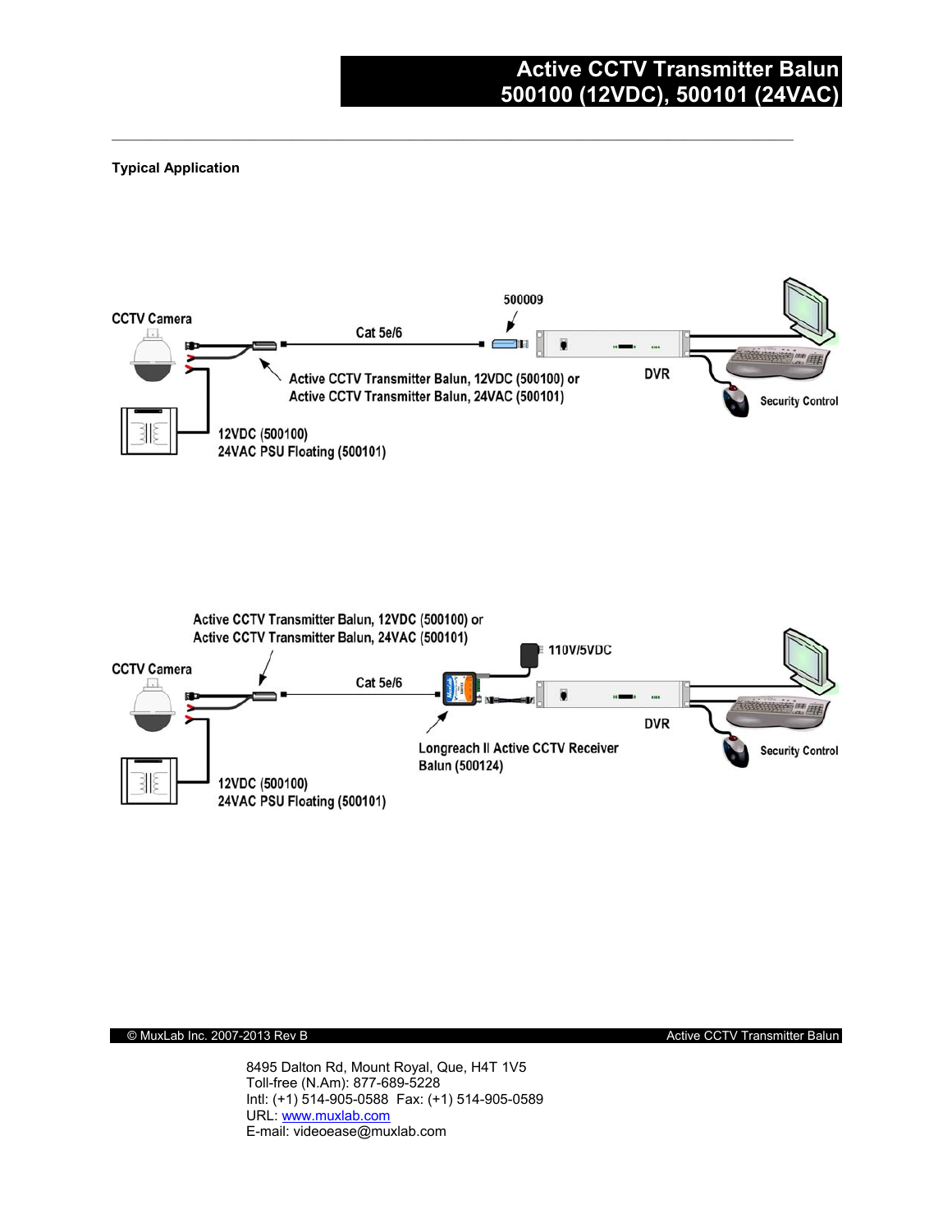## Typical Application

CCTV Camera

Cat 5e/6

500009

Active CCTV Transmitter Balun, 12VDC (500100) or
Active CCTV Transmitter Balun, 24VAC (500101)

DVR

Security Control

12VDC (500100)
24VAC PSU Floating (500101)

Active CCTV Transmitter Balun, 12VDC (500100) or
Active CCTV Transmitter Balun, 24VAC (500101)

110V/5VDC

CCTV Camera

Cat 5e/6

DVR

Longreach II Active CCTV Receiver
Balun (500124)

Security Control

12VDC (500100)
24VAC PSU Floating (500101)

8495 Dalton Rd, Mount Royal, Que, H4T 1V5
Toll-free (N.Am): 877-689-5228
Intl: (+1) 514-905-0588 Fax: (+1) 514-905-0589
URL: www.muxlab.com
E-mail: videoease@muxlab.com